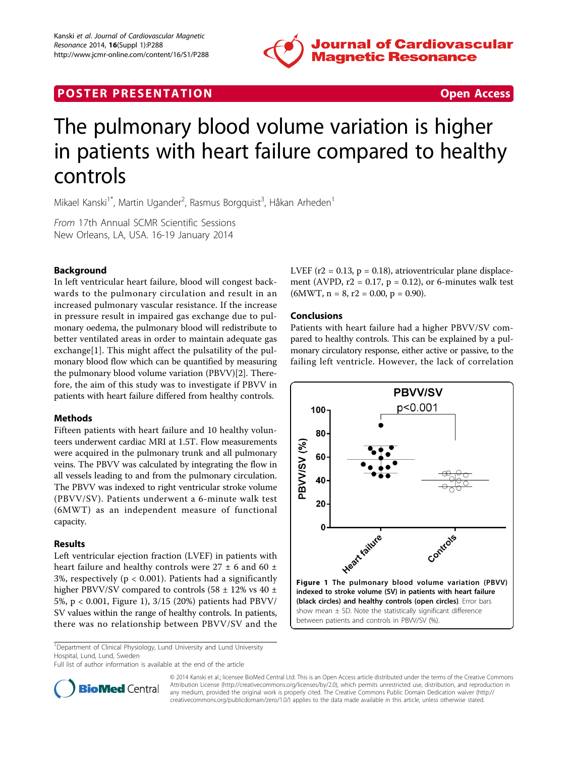POSTER PRESENTATION Open Access

# The pulmonary blood volume variation is higher in patients with heart failure compared to healthy controls

Mikael Kanski[1*], Martin Ugander[2], Rasmus Borgquist[3], Håkan Arheden[1]

*From* 17th Annual SCMR Scientific Sessions
New Orleans, LA, USA. 16-19 January 2014

## Background

In left ventricular heart failure, blood will congest backwards to the pulmonary circulation and result in an increased pulmonary vascular resistance. If the increase in pressure result in impaired gas exchange due to pulmonary oedema, the pulmonary blood will redistribute to better ventilated areas in order to maintain adequate gas exchange[1]. This might affect the pulsatility of the pulmonary blood flow which can be quantified by measuring the pulmonary blood volume variation (PBVV)[2]. Therefore, the aim of this study was to investigate if PBVV in patients with heart failure differed from healthy controls.

## Methods

Fifteen patients with heart failure and 10 healthy volunteers underwent cardiac MRI at 1.5T. Flow measurements were acquired in the pulmonary trunk and all pulmonary veins. The PBVV was calculated by integrating the flow in all vessels leading to and from the pulmonary circulation. The PBVV was indexed to right ventricular stroke volume (PBVV/SV). Patients underwent a 6-minute walk test (6MWT) as an independent measure of functional capacity.

## Results

Left ventricular ejection fraction (LVEF) in patients with heart failure and healthy controls were 27 ± 6 and 60 ± 3%, respectively ($p < 0.001$). Patients had a significantly higher PBVV/SV compared to controls (58 ± 12% vs 40 ± 5%, $p < 0.001$, Figure 1), 3/15 (20%) patients had PBVV/SV values within the range of healthy controls. In patients, there was no relationship between PBVV/SV and the LVEF ($r^2 = 0.13$, $p = 0.18$), atrioventricular plane displacement (AVPD, $r^2 = 0.17$, $p = 0.12$), or 6-minutes walk test (6MWT, $n = 8$, $r^2 = 0.00$, $p = 0.90$).

## Conclusions

Patients with heart failure had a higher PBVV/SV compared to healthy controls. This can be explained by a pulmonary circulatory response, either active or passive, to the failing left ventricle. However, the lack of correlation

**Figure 1 The pulmonary blood volume variation (PBVV) indexed to stroke volume (SV) in patients with heart failure (black circles) and healthy controls (open circles)**. Error bars show mean ± SD. Note the statistically significant difference between patients and controls in PBVV/SV (%).

[1]Department of Clinical Physiology, Lund University and Lund University Hospital, Lund, Lund, Sweden
Full list of author information is available at the end of the article

© 2014 Kanski et al.; licensee BioMed Central Ltd. This is an Open Access article distributed under the terms of the Creative Commons Attribution License (http://creativecommons.org/licenses/by/2.0), which permits unrestricted use, distribution, and reproduction in any medium, provided the original work is properly cited. The Creative Commons Public Domain Dedication waiver (http://creativecommons.org/publicdomain/zero/1.0/) applies to the data made available in this article, unless otherwise stated.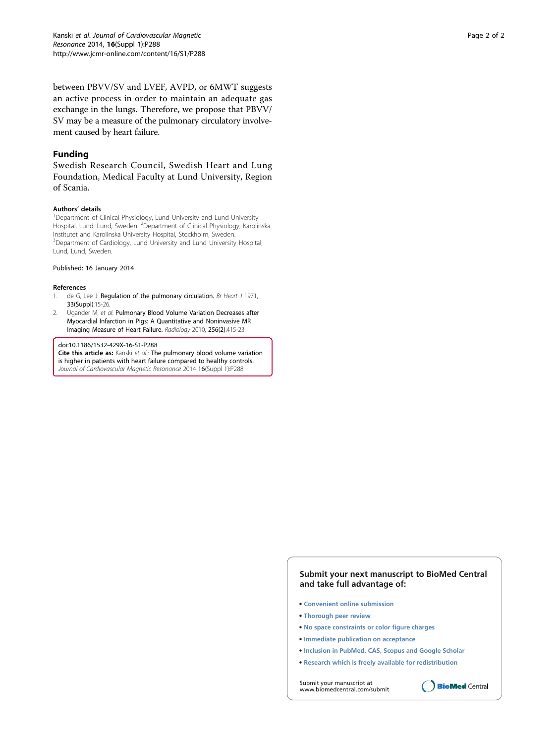between PBVV/SV and LVEF, AVPD, or 6MWT suggests an active process in order to maintain an adequate gas exchange in the lungs. Therefore, we propose that PBVV/SV may be a measure of the pulmonary circulatory involvement caused by heart failure.

## Funding

Swedish Research Council, Swedish Heart and Lung Foundation, Medical Faculty at Lund University, Region of Scania.

### Authors' details

[1]Department of Clinical Physiology, Lund University and Lund University Hospital, Lund, Lund, Sweden. [2]Department of Clinical Physiology, Karolinska Institutet and Karolinska University Hospital, Stockholm, Sweden. [3]Department of Cardiology, Lund University and Lund University Hospital, Lund, Lund, Sweden.

Published: 16 January 2014

### References

1. de G, Lee J: **Regulation of the pulmonary circulation.** *Br Heart J* 1971, **33(Suppl)**:15-26.
2. Ugander M, *et al*: **Pulmonary Blood Volume Variation Decreases after Myocardial Infarction in Pigs: A Quantitative and Noninvasive MR Imaging Measure of Heart Failure.** *Radiology* 2010, **256(2)**:415-23.

doi:10.1186/1532-429X-16-S1-P288

**Cite this article as:** Kanski *et al.*: The pulmonary blood volume variation is higher in patients with heart failure compared to healthy controls. *Journal of Cardiovascular Magnetic Resonance* 2014 **16**(Suppl 1):P288.

**Submit your next manuscript to BioMed Central and take full advantage of:**

- Convenient online submission
- Thorough peer review
- No space constraints or color figure charges
- Immediate publication on acceptance
- Inclusion in PubMed, CAS, Scopus and Google Scholar
- Research which is freely available for redistribution

Submit your manuscript at www.biomedcentral.com/submit

BioMed Central